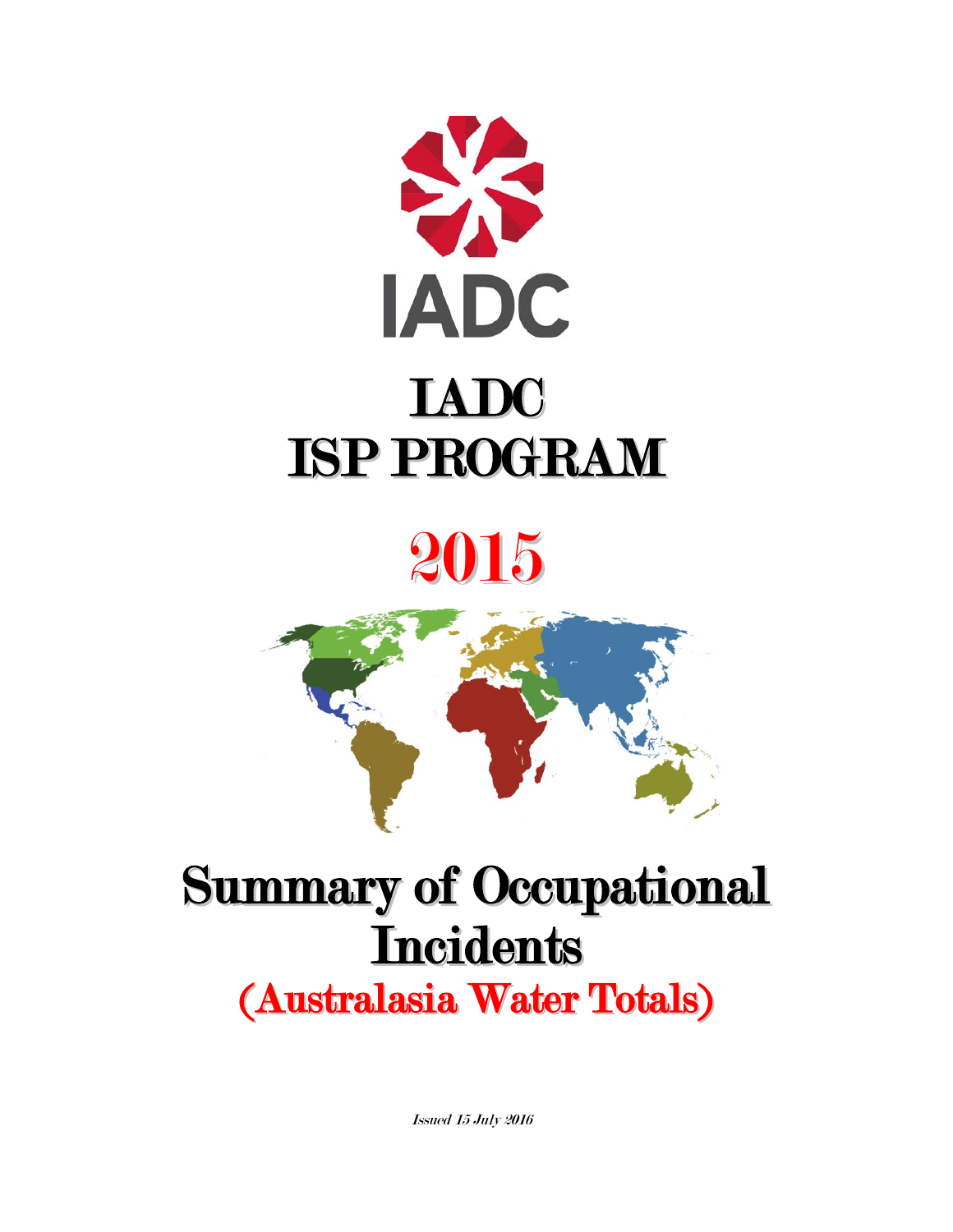IADC

# IADC
# ISP PROGRAM

# 2015

# Summary of Occupational Incidents
## (Australasia Water Totals)

*Issued 15 July 2016*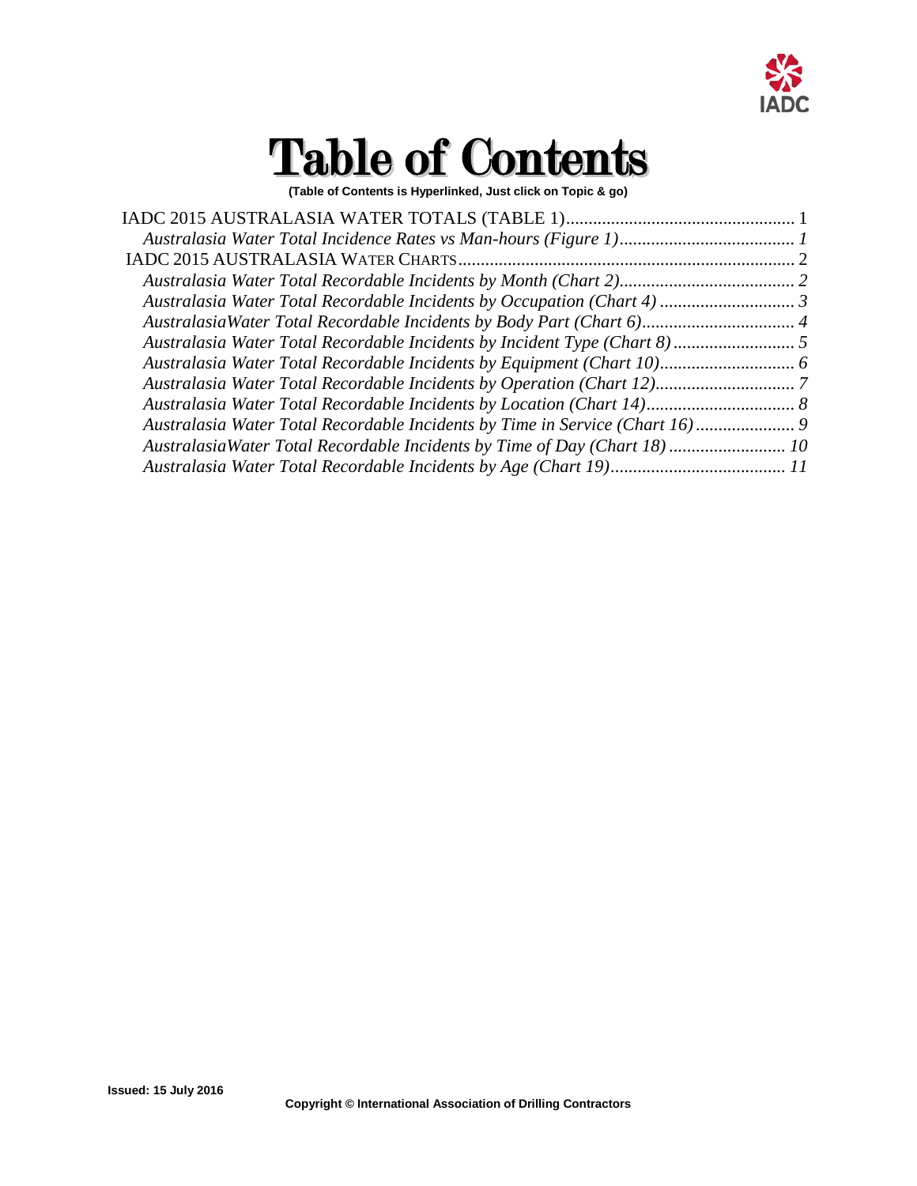# Table of Contents

**(Table of Contents is Hyperlinked, Just click on Topic & go)**

IADC 2015 AUSTRALASIA WATER TOTALS (TABLE 1).................................................. 1

*Australasia Water Total Incidence Rates vs Man-hours (Figure 1)....................................... 1*

IADC 2015 AUSTRALASIA WATER CHARTS.......................................................................... 2

*Australasia Water Total Recordable Incidents by Month (Chart 2)....................................... 2*

*Australasia Water Total Recordable Incidents by Occupation (Chart 4) .............................. 3*

*AustralasiaWater Total Recordable Incidents by Body Part (Chart 6).................................. 4*

*Australasia Water Total Recordable Incidents by Incident Type (Chart 8) ........................... 5*

*Australasia Water Total Recordable Incidents by Equipment (Chart 10)............................. 6*

*Australasia Water Total Recordable Incidents by Operation (Chart 12)............................... 7*

*Australasia Water Total Recordable Incidents by Location (Chart 14)................................. 8*

*Australasia Water Total Recordable Incidents by Time in Service (Chart 16)...................... 9*

*AustralasiaWater Total Recordable Incidents by Time of Day (Chart 18) .......................... 10*

*Australasia Water Total Recordable Incidents by Age (Chart 19)....................................... 11*

**Issued: 15 July 2016**

**Copyright © International Association of Drilling Contractors**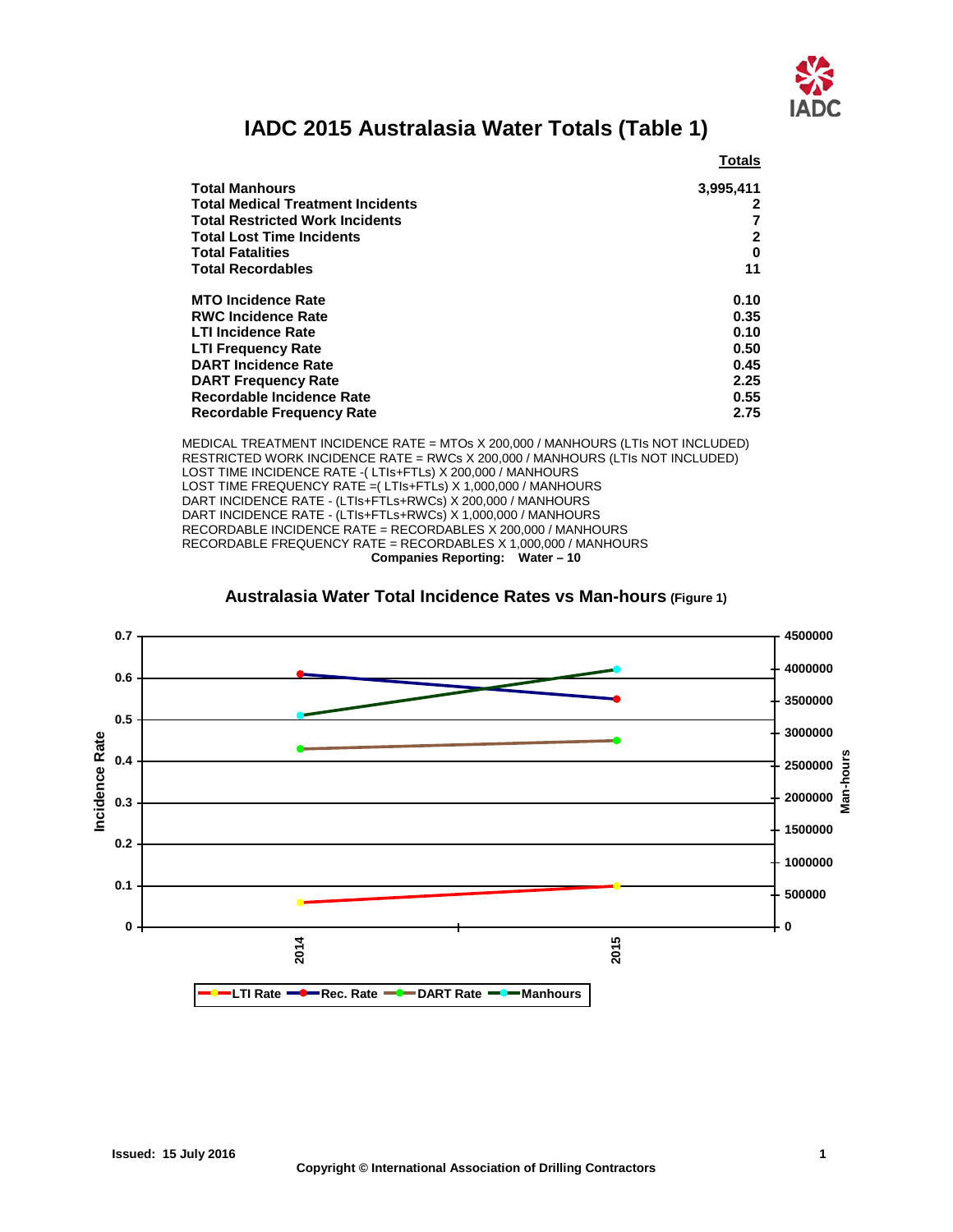# IADC 2015 Australasia Water Totals (Table 1)

| | Totals |
|---|---|
| **Total Manhours** | **3,995,411** |
| **Total Medical Treatment Incidents** | **2** |
| **Total Restricted Work Incidents** | **7** |
| **Total Lost Time Incidents** | **2** |
| **Total Fatalities** | **0** |
| **Total Recordables** | **11** |
| | |
| **MTO Incidence Rate** | **0.10** |
| **RWC Incidence Rate** | **0.35** |
| **LTI Incidence Rate** | **0.10** |
| **LTI Frequency Rate** | **0.50** |
| **DART Incidence Rate** | **0.45** |
| **DART Frequency Rate** | **2.25** |
| **Recordable Incidence Rate** | **0.55** |
| **Recordable Frequency Rate** | **2.75** |

MEDICAL TREATMENT INCIDENCE RATE = MTOs X 200,000 / MANHOURS (LTIs NOT INCLUDED)
RESTRICTED WORK INCIDENCE RATE = RWCs X 200,000 / MANHOURS (LTIs NOT INCLUDED)
LOST TIME INCIDENCE RATE -( LTIs+FTLs) X 200,000 / MANHOURS
LOST TIME FREQUENCY RATE =( LTIs+FTLs) X 1,000,000 / MANHOURS
DART INCIDENCE RATE - (LTIs+FTLs+RWCs) X 200,000 / MANHOURS
DART INCIDENCE RATE - (LTIs+FTLs+RWCs) X 1,000,000 / MANHOURS
RECORDABLE INCIDENCE RATE = RECORDABLES X 200,000 / MANHOURS
RECORDABLE FREQUENCY RATE = RECORDABLES X 1,000,000 / MANHOURS

**Companies Reporting: Water – 10**

## Australasia Water Total Incidence Rates vs Man-hours (Figure 1)

| Year | LTI Rate | Rec. Rate | DART Rate | Manhours |
|---|---|---|---|---|
| 2014 | 0.06 | 0.61 | 0.43 | ~3,280,000 |
| 2015 | 0.10 | 0.55 | 0.45 | 3,995,411 |

**Issued: 15 July 2016**

**Copyright © International Association of Drilling Contractors**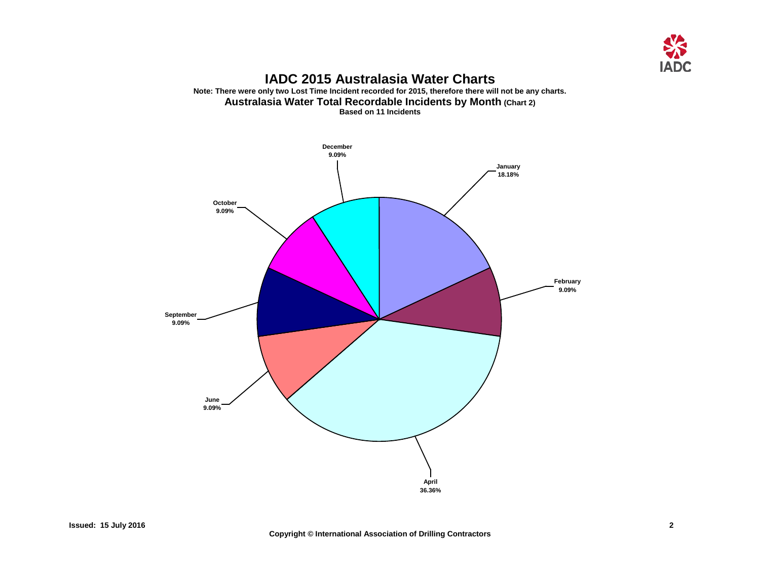# IADC 2015 Australasia Water Charts

**Note: There were only two Lost Time Incident recorded for 2015, therefore there will not be any charts.**

## Australasia Water Total Recordable Incidents by Month (Chart 2)

**Based on 11 Incidents**

| Month | Percentage |
|---|---|
| January | 18.18% |
| February | 9.09% |
| April | 36.36% |
| June | 9.09% |
| September | 9.09% |
| October | 9.09% |
| December | 9.09% |

**Issued: 15 July 2016**

**Copyright © International Association of Drilling Contractors**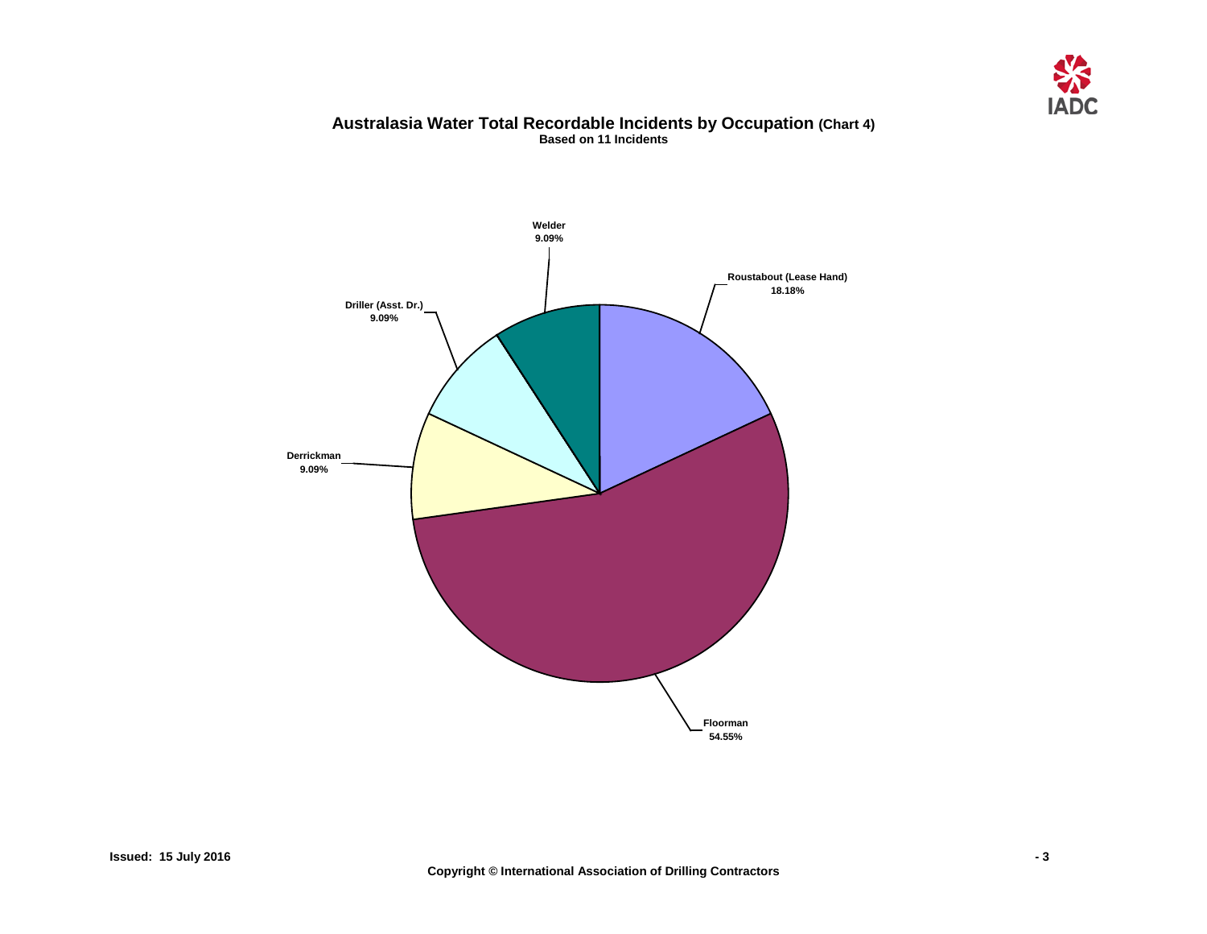## Australasia Water Total Recordable Incidents by Occupation (Chart 4)

**Based on 11 Incidents**

Welder
9.09%

Roustabout (Lease Hand)
18.18%

Driller (Asst. Dr.)
9.09%

Derrickman
9.09%

Floorman
54.55%

**Issued: 15 July 2016**

**Copyright © International Association of Drilling Contractors**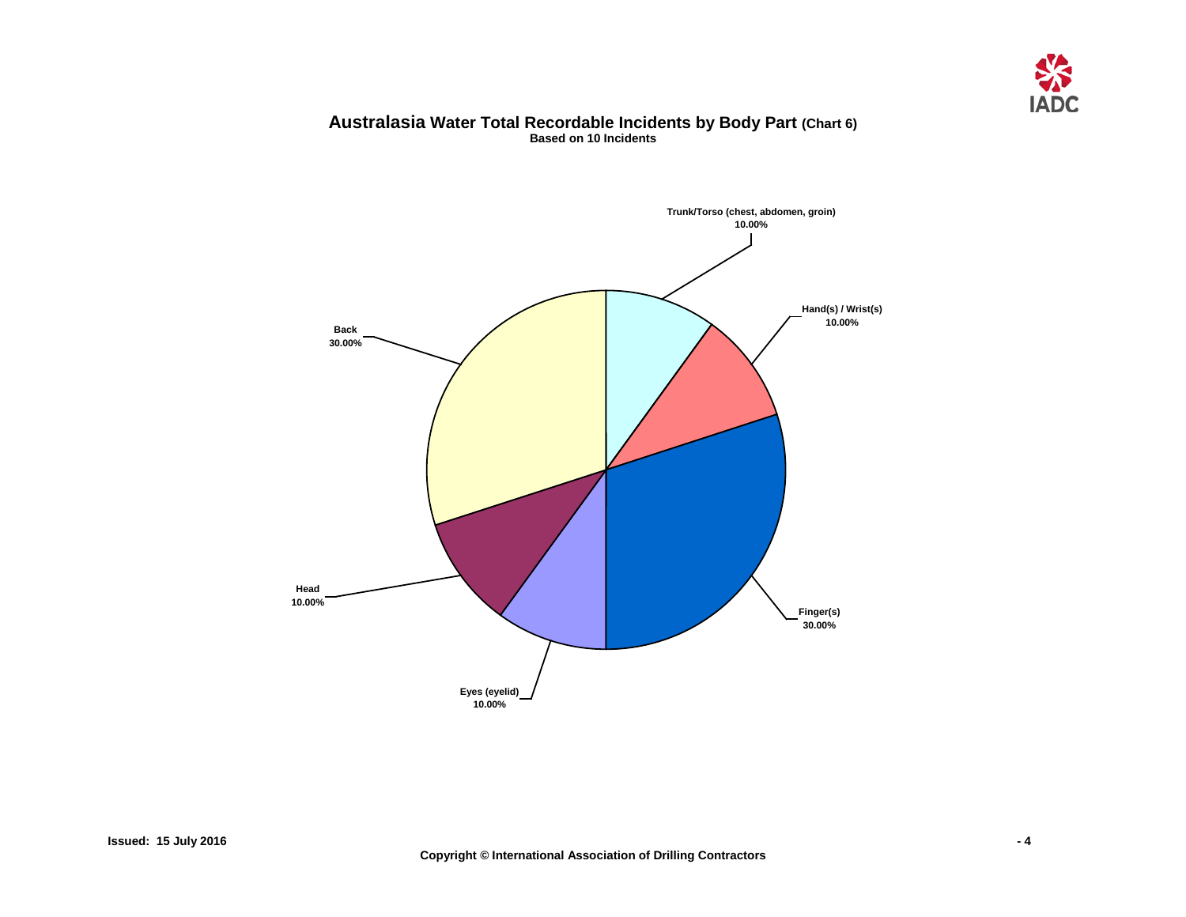## Australasia Water Total Recordable Incidents by Body Part (Chart 6)

**Based on 10 Incidents**

Trunk/Torso (chest, abdomen, groin)
10.00%

Hand(s) / Wrist(s)
10.00%

Finger(s)
30.00%

Eyes (eyelid)
10.00%

Head
10.00%

Back
30.00%

Issued: 15 July 2016

Copyright © International Association of Drilling Contractors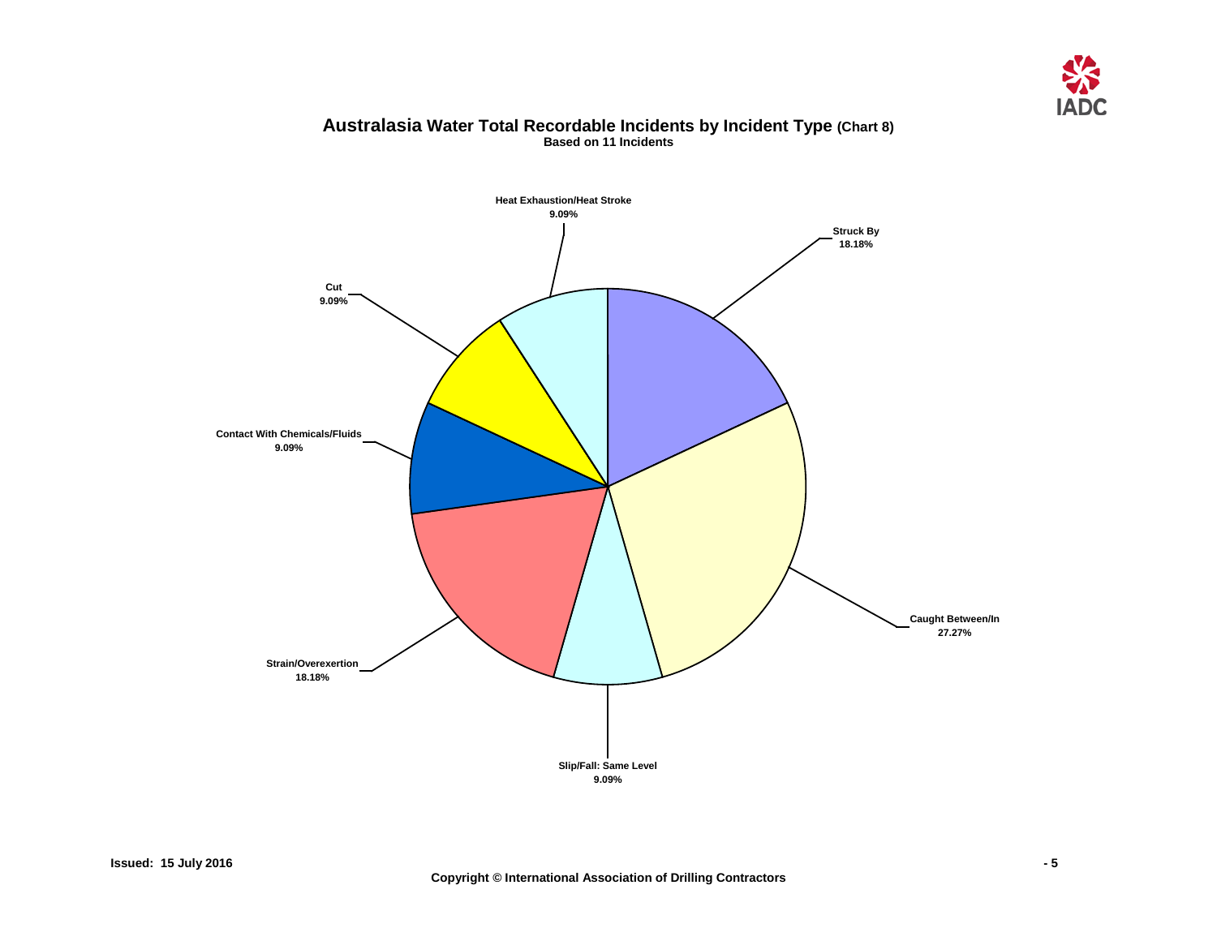## Australasia Water Total Recordable Incidents by Incident Type (Chart 8)

**Based on 11 Incidents**

Heat Exhaustion/Heat Stroke
9.09%

Struck By
18.18%

Cut
9.09%

Contact With Chemicals/Fluids
9.09%

Caught Between/In
27.27%

Strain/Overexertion
18.18%

Slip/Fall: Same Level
9.09%

Issued: 15 July 2016

Copyright © International Association of Drilling Contractors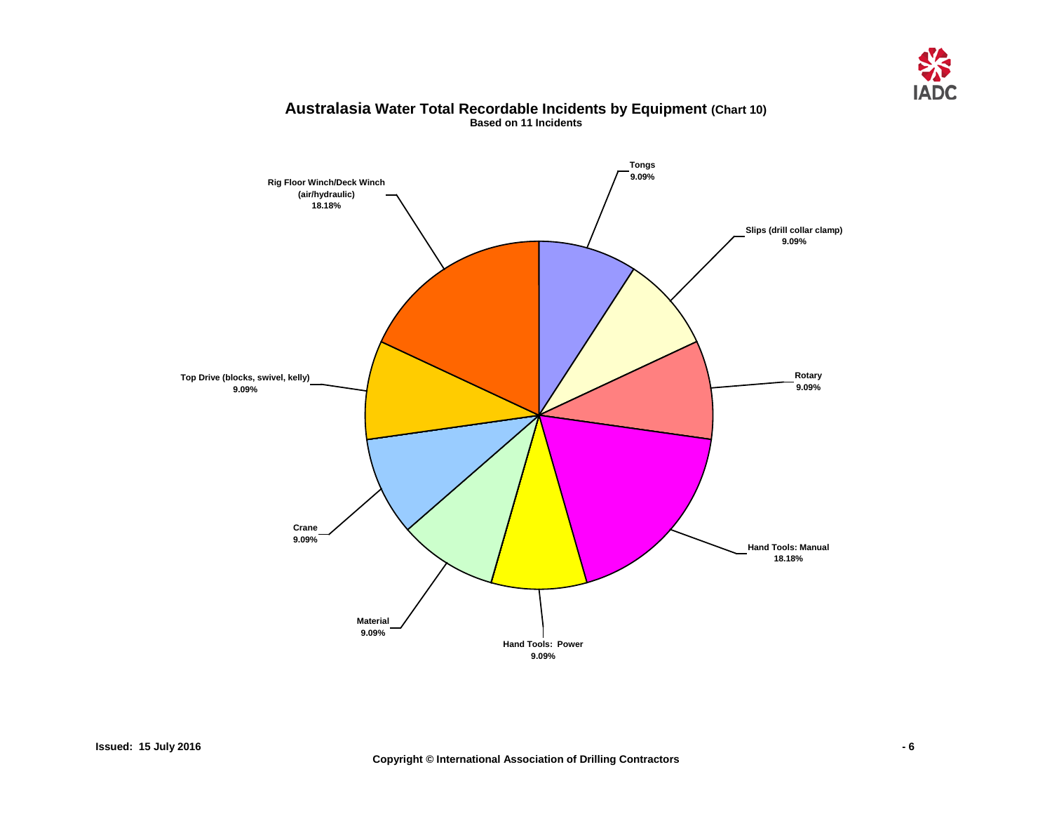# Australasia Water Total Recordable Incidents by Equipment (Chart 10)

Based on 11 Incidents

Tongs
9.09%

Slips (drill collar clamp)
9.09%

Rotary
9.09%

Hand Tools: Manual
18.18%

Hand Tools: Power
9.09%

Material
9.09%

Crane
9.09%

Top Drive (blocks, swivel, kelly)
9.09%

Rig Floor Winch/Deck Winch (air/hydraulic)
18.18%

Issued: 15 July 2016

Copyright © International Association of Drilling Contractors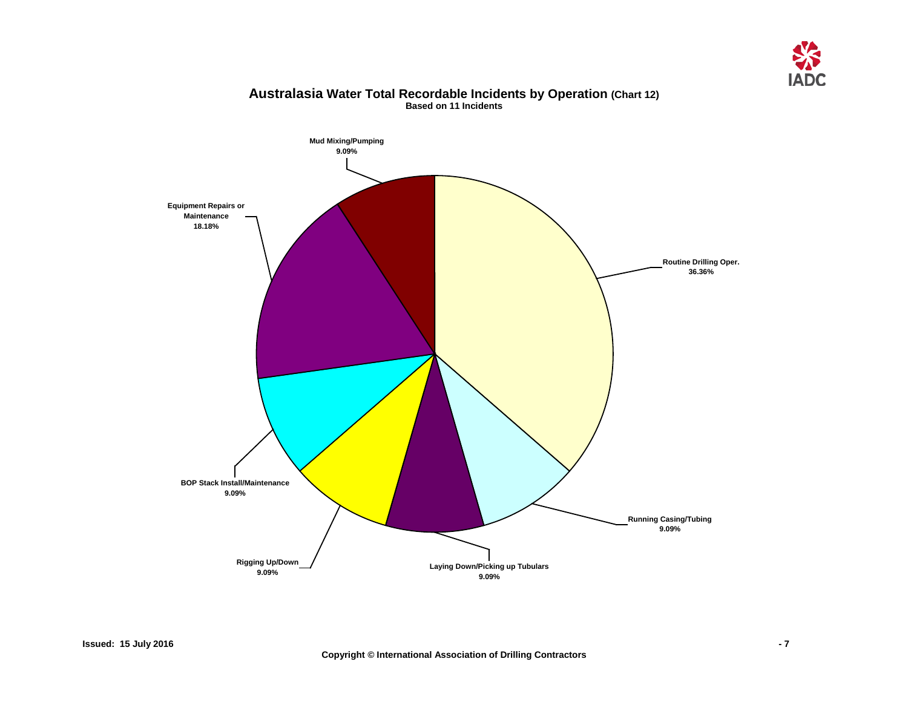# Australasia Water Total Recordable Incidents by Operation (Chart 12)

**Based on 11 Incidents**

| Operation | Percentage |
| --- | --- |
| Routine Drilling Oper. | 36.36% |
| Running Casing/Tubing | 9.09% |
| Laying Down/Picking up Tubulars | 9.09% |
| Rigging Up/Down | 9.09% |
| BOP Stack Install/Maintenance | 9.09% |
| Equipment Repairs or Maintenance | 18.18% |
| Mud Mixing/Pumping | 9.09% |

Issued: 15 July 2016

Copyright © International Association of Drilling Contractors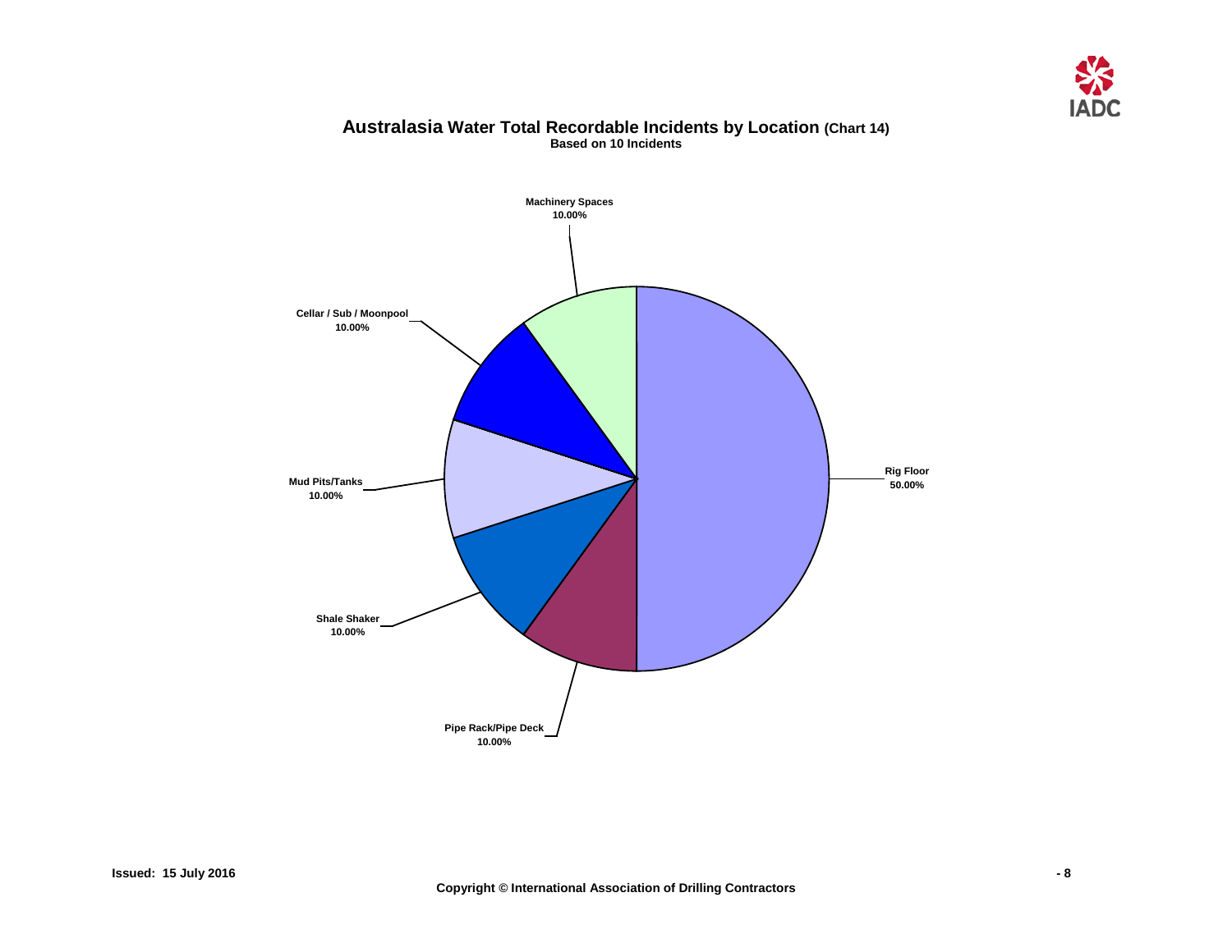## Australasia Water Total Recordable Incidents by Location (Chart 14)

**Based on 10 Incidents**

Machinery Spaces
10.00%

Cellar / Sub / Moonpool
10.00%

Mud Pits/Tanks
10.00%

Shale Shaker
10.00%

Pipe Rack/Pipe Deck
10.00%

Rig Floor
50.00%

Issued: 15 July 2016

Copyright © International Association of Drilling Contractors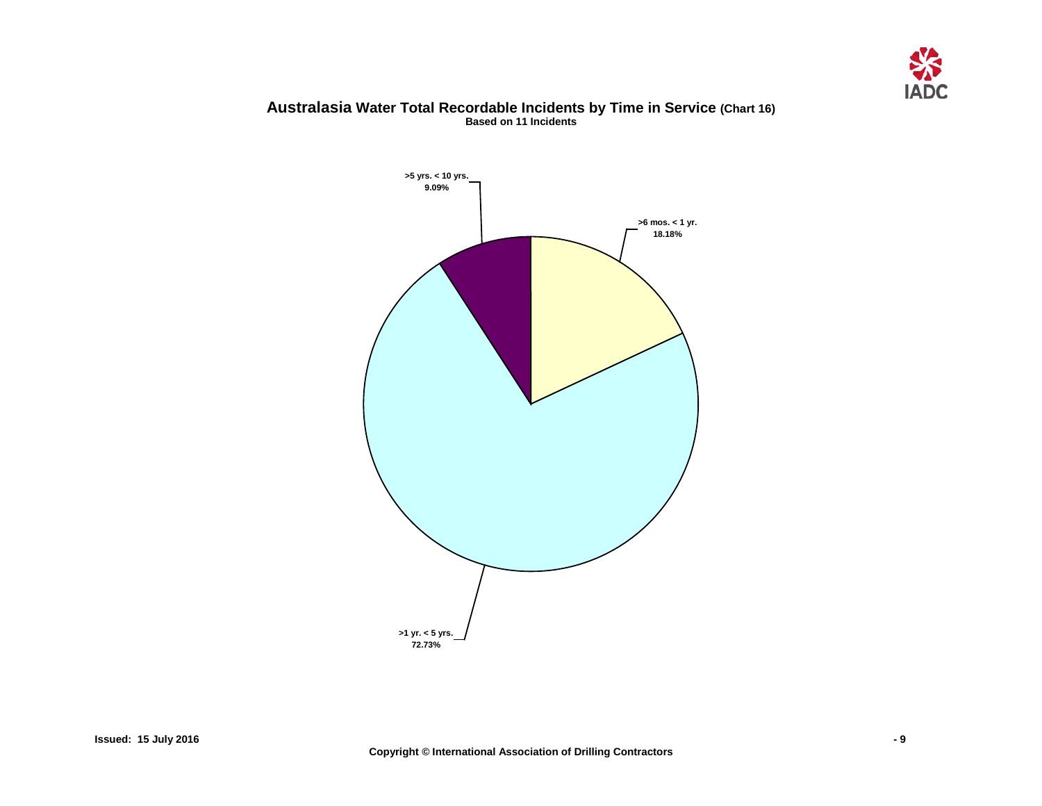# Australasia Water Total Recordable Incidents by Time in Service (Chart 16)

**Based on 11 Incidents**

>5 yrs. < 10 yrs.
9.09%

>6 mos. < 1 yr.
18.18%

>1 yr. < 5 yrs.
72.73%

**Issued: 15 July 2016**

**Copyright © International Association of Drilling Contractors**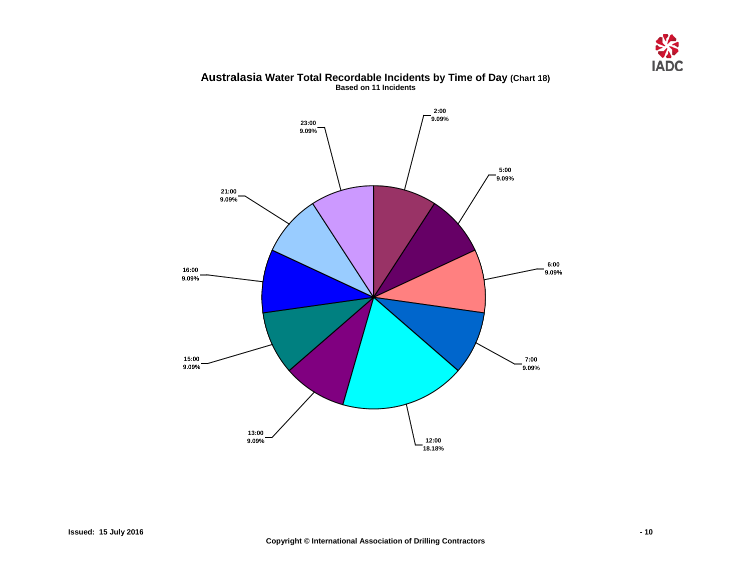# Australasia Water Total Recordable Incidents by Time of Day (Chart 18)

Based on 11 Incidents

2:00
9.09%

5:00
9.09%

6:00
9.09%

7:00
9.09%

12:00
18.18%

13:00
9.09%

15:00
9.09%

16:00
9.09%

21:00
9.09%

23:00
9.09%

Issued: 15 July 2016

Copyright © International Association of Drilling Contractors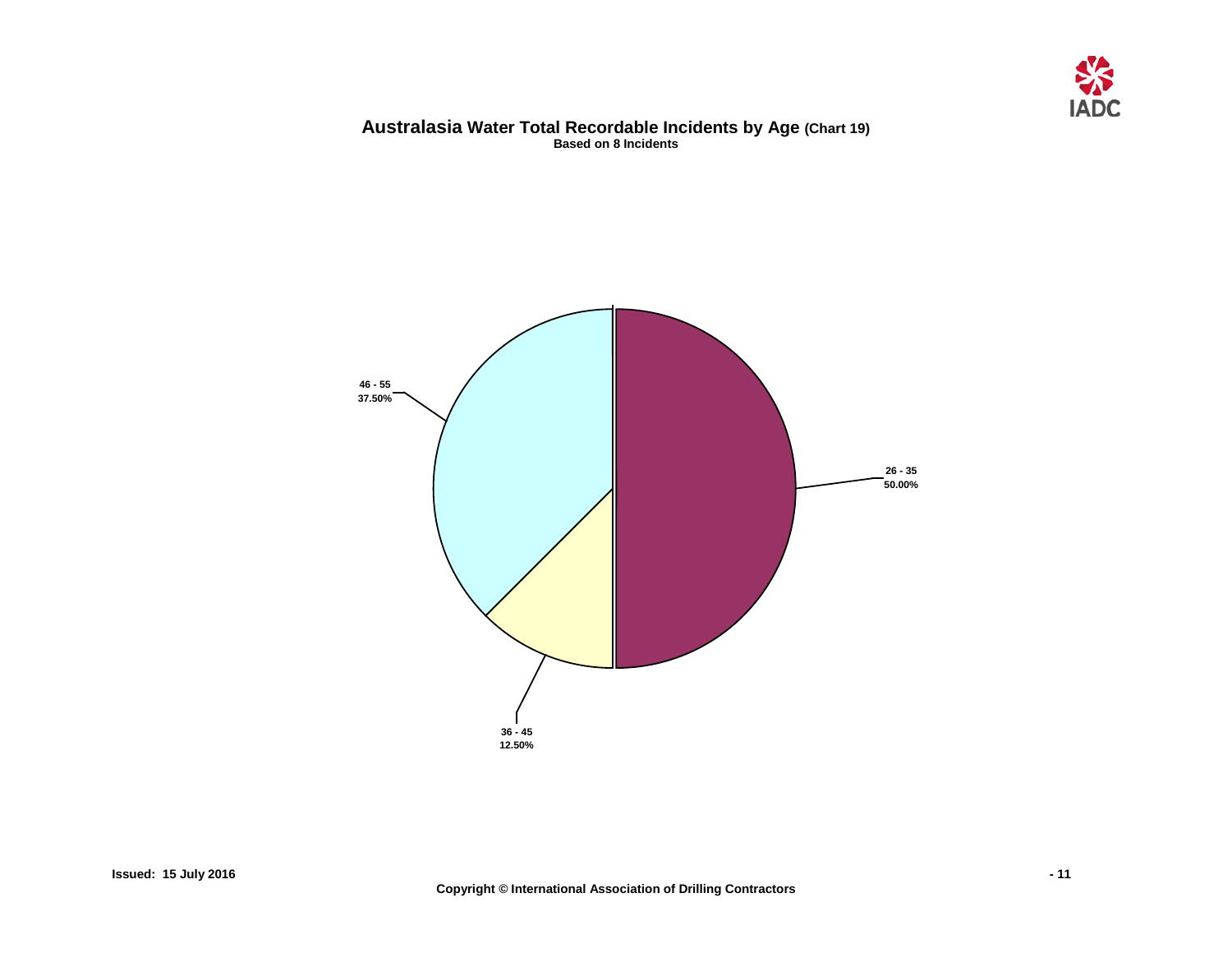## Australasia Water Total Recordable Incidents by Age (Chart 19)

**Based on 8 Incidents**

46 - 55
37.50%

26 - 35
50.00%

36 - 45
12.50%

Copyright © International Association of Drilling Contractors